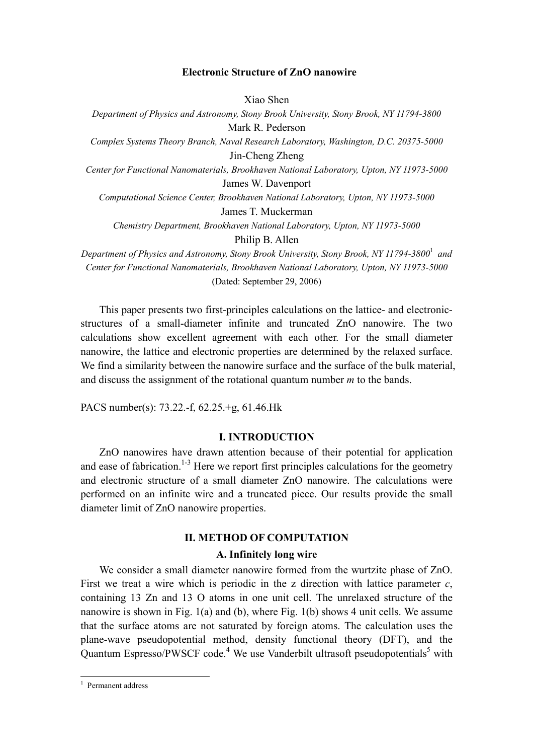# Electronic Structure of ZnO nanowire

Xiao Shen

*Department of Physics and Astronomy, Stony Brook University, Stony Brook, NY 11794-3800*

Mark R. Pederson

*Complex Systems Theory Branch, Naval Research Laboratory, Washington, D.C. 20375-5000*

Jin-Cheng Zheng

*Center for Functional Nanomaterials, Brookhaven National Laboratory, Upton, NY 11973-5000*

James W. Davenport

*Computational Science Center, Brookhaven National Laboratory, Upton, NY 11973-5000*

James T. Muckerman

*Chemistry Department, Brookhaven National Laboratory, Upton, NY 11973-5000*

Philip B. Allen

*Department of Physics and Astronomy, Stony Brook University, Stony Brook, NY 11794-3800*[1] *and Center for Functional Nanomaterials, Brookhaven National Laboratory, Upton, NY 11973-5000*

(Dated: September 29, 2006)

This paper presents two first-principles calculations on the lattice- and electronic-structures of a small-diameter infinite and truncated ZnO nanowire. The two calculations show excellent agreement with each other. For the small diameter nanowire, the lattice and electronic properties are determined by the relaxed surface. We find a similarity between the nanowire surface and the surface of the bulk material, and discuss the assignment of the rotational quantum number *m* to the bands.

PACS number(s): 73.22.-f, 62.25.+g, 61.46.Hk

## I. INTRODUCTION

ZnO nanowires have drawn attention because of their potential for application and ease of fabrication.[1-3] Here we report first principles calculations for the geometry and electronic structure of a small diameter ZnO nanowire. The calculations were performed on an infinite wire and a truncated piece. Our results provide the small diameter limit of ZnO nanowire properties.

## II. METHOD OF COMPUTATION

### A. Infinitely long wire

We consider a small diameter nanowire formed from the wurtzite phase of ZnO. First we treat a wire which is periodic in the z direction with lattice parameter *c*, containing 13 Zn and 13 O atoms in one unit cell. The unrelaxed structure of the nanowire is shown in Fig. 1(a) and (b), where Fig. 1(b) shows 4 unit cells. We assume that the surface atoms are not saturated by foreign atoms. The calculation uses the plane-wave pseudopotential method, density functional theory (DFT), and the Quantum Espresso/PWSCF code.[4] We use Vanderbilt ultrasoft pseudopotentials[5] with

[1] Permanent address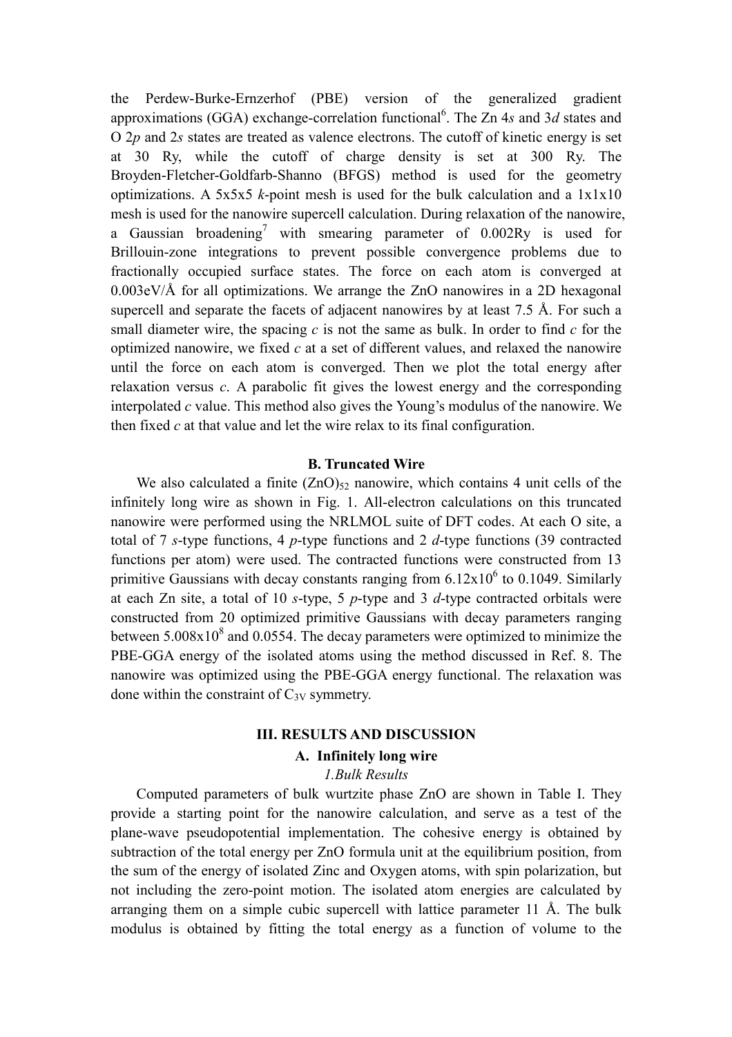the Perdew-Burke-Ernzerhof (PBE) version of the generalized gradient approximations (GGA) exchange-correlation functional[6]. The Zn 4*s* and 3*d* states and O 2*p* and 2*s* states are treated as valence electrons. The cutoff of kinetic energy is set at 30 Ry, while the cutoff of charge density is set at 300 Ry. The Broyden-Fletcher-Goldfarb-Shanno (BFGS) method is used for the geometry optimizations. A 5x5x5 *k*-point mesh is used for the bulk calculation and a 1x1x10 mesh is used for the nanowire supercell calculation. During relaxation of the nanowire, a Gaussian broadening[7] with smearing parameter of 0.002Ry is used for Brillouin-zone integrations to prevent possible convergence problems due to fractionally occupied surface states. The force on each atom is converged at 0.003eV/Å for all optimizations. We arrange the ZnO nanowires in a 2D hexagonal supercell and separate the facets of adjacent nanowires by at least 7.5 Å. For such a small diameter wire, the spacing *c* is not the same as bulk. In order to find *c* for the optimized nanowire, we fixed *c* at a set of different values, and relaxed the nanowire until the force on each atom is converged. Then we plot the total energy after relaxation versus *c*. A parabolic fit gives the lowest energy and the corresponding interpolated *c* value. This method also gives the Young's modulus of the nanowire. We then fixed *c* at that value and let the wire relax to its final configuration.

### B. Truncated Wire

We also calculated a finite $(ZnO)_{52}$ nanowire, which contains 4 unit cells of the infinitely long wire as shown in Fig. 1. All-electron calculations on this truncated nanowire were performed using the NRLMOL suite of DFT codes. At each O site, a total of 7 *s*-type functions, 4 *p*-type functions and 2 *d*-type functions (39 contracted functions per atom) were used. The contracted functions were constructed from 13 primitive Gaussians with decay constants ranging from $6.12 \times 10^6$ to 0.1049. Similarly at each Zn site, a total of 10 *s*-type, 5 *p*-type and 3 *d*-type contracted orbitals were constructed from 20 optimized primitive Gaussians with decay parameters ranging between $5.008 \times 10^8$ and 0.0554. The decay parameters were optimized to minimize the PBE-GGA energy of the isolated atoms using the method discussed in Ref. 8. The nanowire was optimized using the PBE-GGA energy functional. The relaxation was done within the constraint of $C_{3V}$ symmetry.

## III. RESULTS AND DISCUSSION

### A. Infinitely long wire

#### *1. Bulk Results*

Computed parameters of bulk wurtzite phase ZnO are shown in Table I. They provide a starting point for the nanowire calculation, and serve as a test of the plane-wave pseudopotential implementation. The cohesive energy is obtained by subtraction of the total energy per ZnO formula unit at the equilibrium position, from the sum of the energy of isolated Zinc and Oxygen atoms, with spin polarization, but not including the zero-point motion. The isolated atom energies are calculated by arranging them on a simple cubic supercell with lattice parameter 11 Å. The bulk modulus is obtained by fitting the total energy as a function of volume to the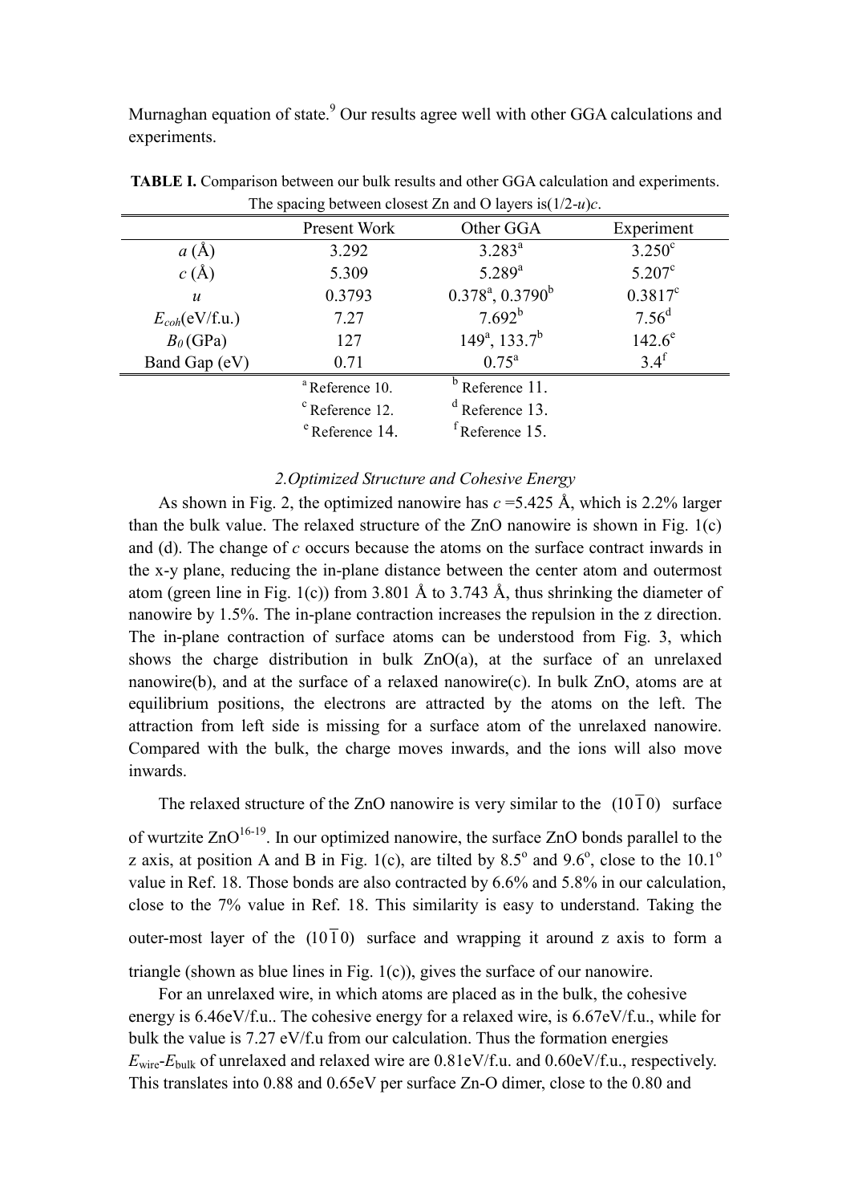Murnaghan equation of state.[9] Our results agree well with other GGA calculations and experiments.

**TABLE I.** Comparison between our bulk results and other GGA calculation and experiments. The spacing between closest Zn and O layers is$(1/2-u)c$.

| | Present Work | Other GGA | Experiment |
|---|---|---|---|
| $a$ (Å) | 3.292 | 3.283[a] | 3.250[c] |
| $c$ (Å) | 5.309 | 5.289[a] | 5.207[c] |
| $u$ | 0.3793 | 0.378[a], 0.3790[b] | 0.3817[c] |
| $E_{coh}$(eV/f.u.) | 7.27 | 7.692[b] | 7.56[d] |
| $B_0$ (GPa) | 127 | 149[a], 133.7[b] | 142.6[e] |
| Band Gap (eV) | 0.71 | 0.75[a] | 3.4[f] |

[a] Reference 10. [b] Reference 11.
[c] Reference 12. [d] Reference 13.
[e] Reference 14. [f] Reference 15.

*2.Optimized Structure and Cohesive Energy*

As shown in Fig. 2, the optimized nanowire has $c$ =5.425 Å, which is 2.2% larger than the bulk value. The relaxed structure of the ZnO nanowire is shown in Fig. 1(c) and (d). The change of $c$ occurs because the atoms on the surface contract inwards in the x-y plane, reducing the in-plane distance between the center atom and outermost atom (green line in Fig. 1(c)) from 3.801 Å to 3.743 Å, thus shrinking the diameter of nanowire by 1.5%. The in-plane contraction increases the repulsion in the z direction. The in-plane contraction of surface atoms can be understood from Fig. 3, which shows the charge distribution in bulk ZnO(a), at the surface of an unrelaxed nanowire(b), and at the surface of a relaxed nanowire(c). In bulk ZnO, atoms are at equilibrium positions, the electrons are attracted by the atoms on the left. The attraction from left side is missing for a surface atom of the unrelaxed nanowire. Compared with the bulk, the charge moves inwards, and the ions will also move inwards.

The relaxed structure of the ZnO nanowire is very similar to the $(10\bar{1}0)$ surface of wurtzite ZnO[16-19]. In our optimized nanowire, the surface ZnO bonds parallel to the z axis, at position A and B in Fig. 1(c), are tilted by 8.5° and 9.6°, close to the 10.1° value in Ref. 18. Those bonds are also contracted by 6.6% and 5.8% in our calculation, close to the 7% value in Ref. 18. This similarity is easy to understand. Taking the outer-most layer of the $(10\bar{1}0)$ surface and wrapping it around z axis to form a triangle (shown as blue lines in Fig. 1(c)), gives the surface of our nanowire.

For an unrelaxed wire, in which atoms are placed as in the bulk, the cohesive energy is 6.46eV/f.u.. The cohesive energy for a relaxed wire, is 6.67eV/f.u., while for bulk the value is 7.27 eV/f.u from our calculation. Thus the formation energies $E_{\text{wire}}$-$E_{\text{bulk}}$ of unrelaxed and relaxed wire are 0.81eV/f.u. and 0.60eV/f.u., respectively. This translates into 0.88 and 0.65eV per surface Zn-O dimer, close to the 0.80 and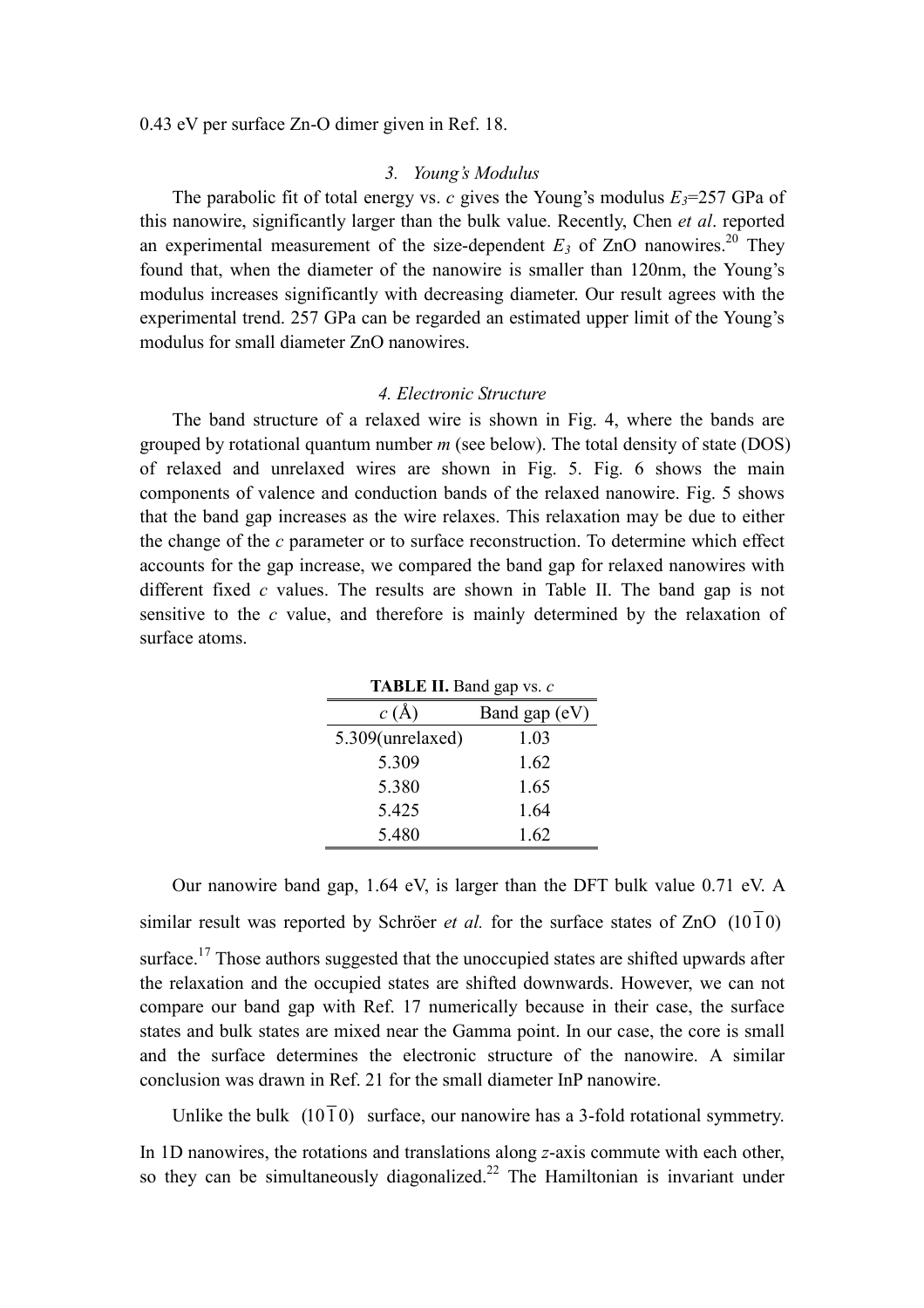0.43 eV per surface Zn-O dimer given in Ref. 18.

### *3. Young's Modulus*

The parabolic fit of total energy vs. *c* gives the Young's modulus $E_3$=257 GPa of this nanowire, significantly larger than the bulk value. Recently, Chen *et al*. reported an experimental measurement of the size-dependent $E_3$ of ZnO nanowires.[20] They found that, when the diameter of the nanowire is smaller than 120nm, the Young's modulus increases significantly with decreasing diameter. Our result agrees with the experimental trend. 257 GPa can be regarded an estimated upper limit of the Young's modulus for small diameter ZnO nanowires.

### *4. Electronic Structure*

The band structure of a relaxed wire is shown in Fig. 4, where the bands are grouped by rotational quantum number *m* (see below). The total density of state (DOS) of relaxed and unrelaxed wires are shown in Fig. 5. Fig. 6 shows the main components of valence and conduction bands of the relaxed nanowire. Fig. 5 shows that the band gap increases as the wire relaxes. This relaxation may be due to either the change of the *c* parameter or to surface reconstruction. To determine which effect accounts for the gap increase, we compared the band gap for relaxed nanowires with different fixed *c* values. The results are shown in Table II. The band gap is not sensitive to the *c* value, and therefore is mainly determined by the relaxation of surface atoms.

**TABLE II.** Band gap vs. *c*

| *c* (Å) | Band gap (eV) |
|---|---|
| 5.309(unrelaxed) | 1.03 |
| 5.309 | 1.62 |
| 5.380 | 1.65 |
| 5.425 | 1.64 |
| 5.480 | 1.62 |

Our nanowire band gap, 1.64 eV, is larger than the DFT bulk value 0.71 eV. A similar result was reported by Schröer *et al.* for the surface states of ZnO $(10\bar{1}0)$ surface.[17] Those authors suggested that the unoccupied states are shifted upwards after the relaxation and the occupied states are shifted downwards. However, we can not compare our band gap with Ref. 17 numerically because in their case, the surface states and bulk states are mixed near the Gamma point. In our case, the core is small and the surface determines the electronic structure of the nanowire. A similar conclusion was drawn in Ref. 21 for the small diameter InP nanowire.

Unlike the bulk $(10\bar{1}0)$ surface, our nanowire has a 3-fold rotational symmetry. In 1D nanowires, the rotations and translations along *z*-axis commute with each other, so they can be simultaneously diagonalized.[22] The Hamiltonian is invariant under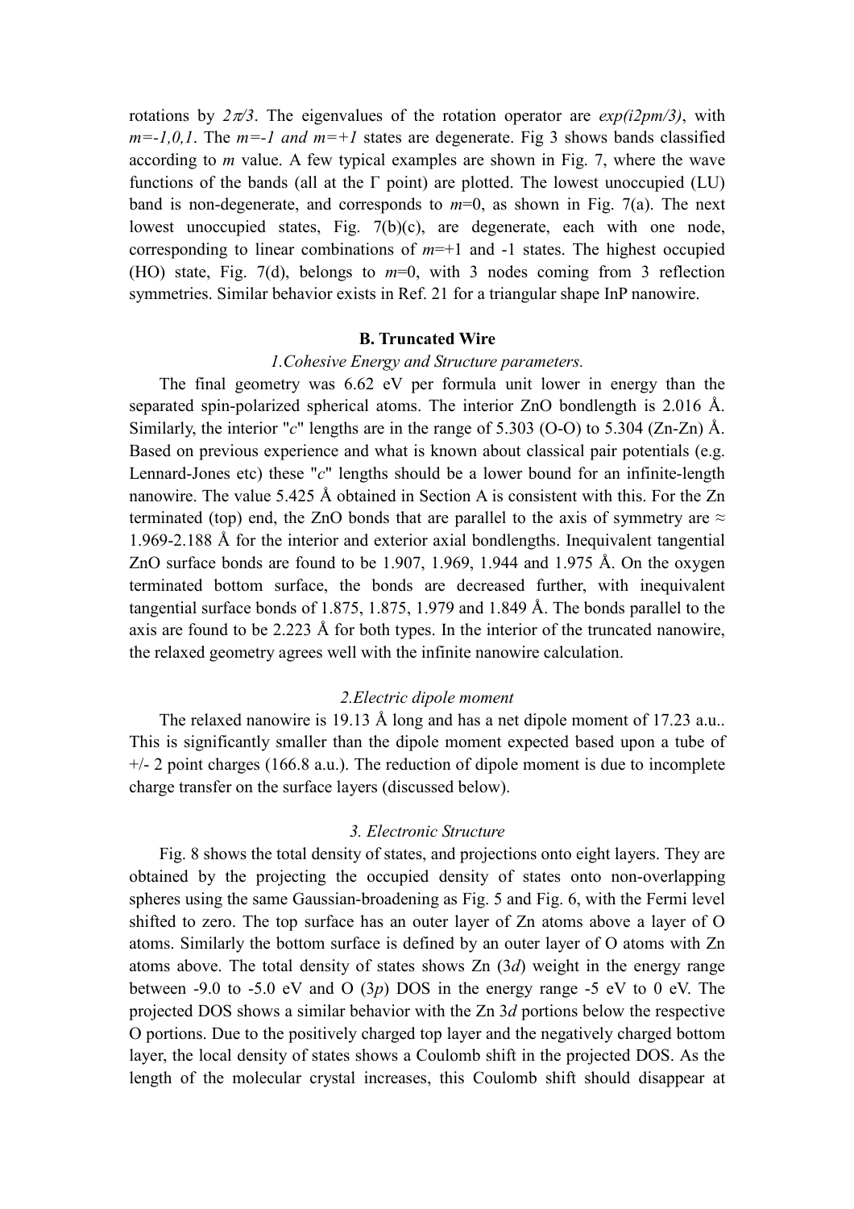rotations by $2\pi/3$. The eigenvalues of the rotation operator are $exp(i2pm/3)$, with $m=-1,0,1$. The $m=-1$ and $m=+1$ states are degenerate. Fig 3 shows bands classified according to $m$ value. A few typical examples are shown in Fig. 7, where the wave functions of the bands (all at the Γ point) are plotted. The lowest unoccupied (LU) band is non-degenerate, and corresponds to $m$=0, as shown in Fig. 7(a). The next lowest unoccupied states, Fig. 7(b)(c), are degenerate, each with one node, corresponding to linear combinations of $m$=+1 and -1 states. The highest occupied (HO) state, Fig. 7(d), belongs to $m$=0, with 3 nodes coming from 3 reflection symmetries. Similar behavior exists in Ref. 21 for a triangular shape InP nanowire.

### B. Truncated Wire

#### *1.Cohesive Energy and Structure parameters.*

The final geometry was 6.62 eV per formula unit lower in energy than the separated spin-polarized spherical atoms. The interior ZnO bondlength is 2.016 Å. Similarly, the interior "$c$" lengths are in the range of 5.303 (O-O) to 5.304 (Zn-Zn) Å. Based on previous experience and what is known about classical pair potentials (e.g. Lennard-Jones etc) these "$c$" lengths should be a lower bound for an infinite-length nanowire. The value 5.425 Å obtained in Section A is consistent with this. For the Zn terminated (top) end, the ZnO bonds that are parallel to the axis of symmetry are ≈ 1.969-2.188 Å for the interior and exterior axial bondlengths. Inequivalent tangential ZnO surface bonds are found to be 1.907, 1.969, 1.944 and 1.975 Å. On the oxygen terminated bottom surface, the bonds are decreased further, with inequivalent tangential surface bonds of 1.875, 1.875, 1.979 and 1.849 Å. The bonds parallel to the axis are found to be 2.223 Å for both types. In the interior of the truncated nanowire, the relaxed geometry agrees well with the infinite nanowire calculation.

#### *2.Electric dipole moment*

The relaxed nanowire is 19.13 Å long and has a net dipole moment of 17.23 a.u.. This is significantly smaller than the dipole moment expected based upon a tube of +/- 2 point charges (166.8 a.u.). The reduction of dipole moment is due to incomplete charge transfer on the surface layers (discussed below).

#### *3. Electronic Structure*

Fig. 8 shows the total density of states, and projections onto eight layers. They are obtained by the projecting the occupied density of states onto non-overlapping spheres using the same Gaussian-broadening as Fig. 5 and Fig. 6, with the Fermi level shifted to zero. The top surface has an outer layer of Zn atoms above a layer of O atoms. Similarly the bottom surface is defined by an outer layer of O atoms with Zn atoms above. The total density of states shows Zn (3$d$) weight in the energy range between -9.0 to -5.0 eV and O (3$p$) DOS in the energy range -5 eV to 0 eV. The projected DOS shows a similar behavior with the Zn 3$d$ portions below the respective O portions. Due to the positively charged top layer and the negatively charged bottom layer, the local density of states shows a Coulomb shift in the projected DOS. As the length of the molecular crystal increases, this Coulomb shift should disappear at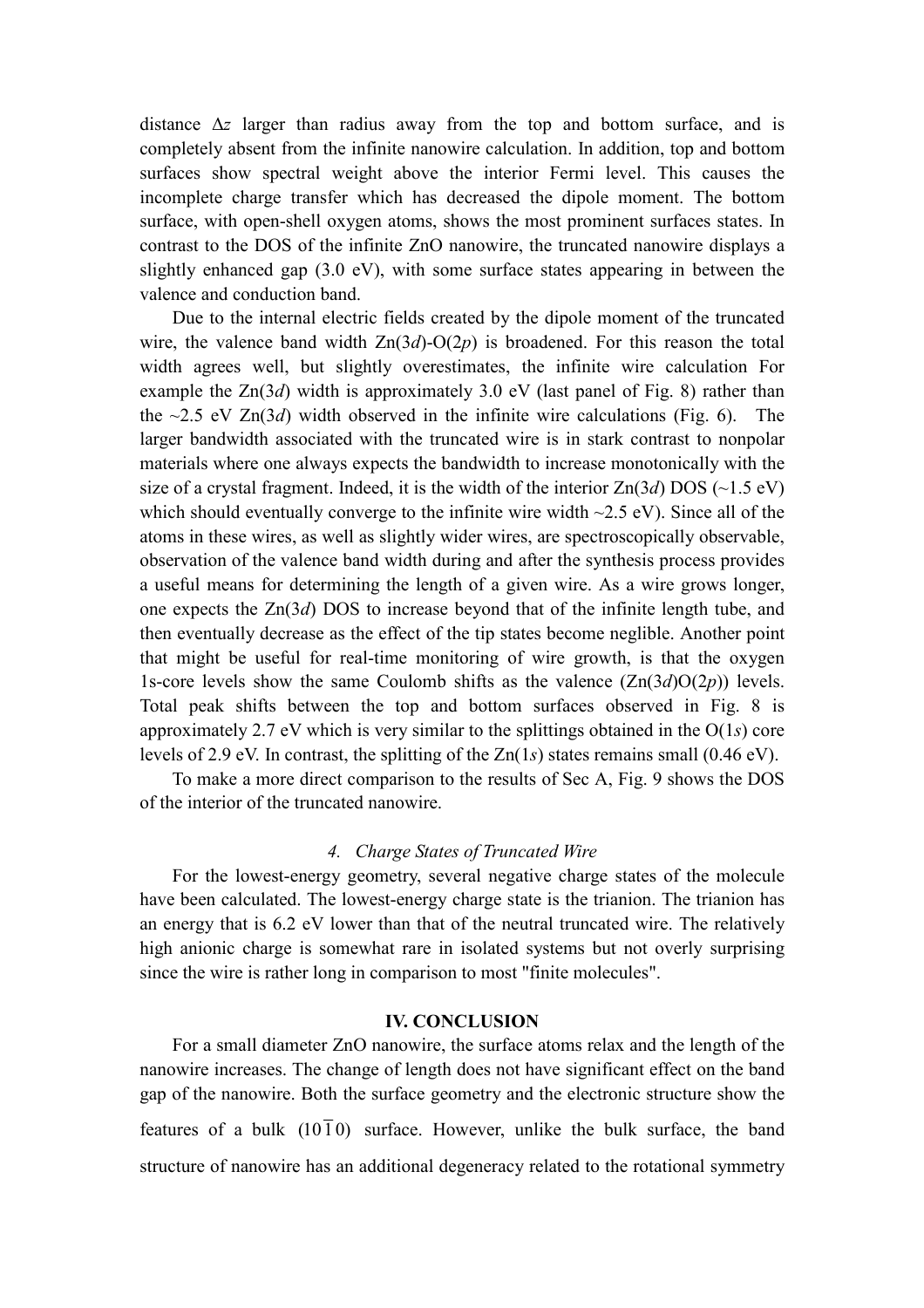distance $\Delta z$ larger than radius away from the top and bottom surface, and is completely absent from the infinite nanowire calculation. In addition, top and bottom surfaces show spectral weight above the interior Fermi level. This causes the incomplete charge transfer which has decreased the dipole moment. The bottom surface, with open-shell oxygen atoms, shows the most prominent surfaces states. In contrast to the DOS of the infinite ZnO nanowire, the truncated nanowire displays a slightly enhanced gap (3.0 eV), with some surface states appearing in between the valence and conduction band.

Due to the internal electric fields created by the dipole moment of the truncated wire, the valence band width Zn(3*d*)-O(2*p*) is broadened. For this reason the total width agrees well, but slightly overestimates, the infinite wire calculation For example the Zn(3*d*) width is approximately 3.0 eV (last panel of Fig. 8) rather than the ~2.5 eV Zn(3*d*) width observed in the infinite wire calculations (Fig. 6). The larger bandwidth associated with the truncated wire is in stark contrast to nonpolar materials where one always expects the bandwidth to increase monotonically with the size of a crystal fragment. Indeed, it is the width of the interior Zn(3*d*) DOS (~1.5 eV) which should eventually converge to the infinite wire width ~2.5 eV). Since all of the atoms in these wires, as well as slightly wider wires, are spectroscopically observable, observation of the valence band width during and after the synthesis process provides a useful means for determining the length of a given wire. As a wire grows longer, one expects the Zn(3*d*) DOS to increase beyond that of the infinite length tube, and then eventually decrease as the effect of the tip states become neglible. Another point that might be useful for real-time monitoring of wire growth, is that the oxygen 1s-core levels show the same Coulomb shifts as the valence (Zn(3*d*)O(2*p*)) levels. Total peak shifts between the top and bottom surfaces observed in Fig. 8 is approximately 2.7 eV which is very similar to the splittings obtained in the O(1*s*) core levels of 2.9 eV. In contrast, the splitting of the Zn(1*s*) states remains small (0.46 eV).

To make a more direct comparison to the results of Sec A, Fig. 9 shows the DOS of the interior of the truncated nanowire.

### *4. Charge States of Truncated Wire*

For the lowest-energy geometry, several negative charge states of the molecule have been calculated. The lowest-energy charge state is the trianion. The trianion has an energy that is 6.2 eV lower than that of the neutral truncated wire. The relatively high anionic charge is somewhat rare in isolated systems but not overly surprising since the wire is rather long in comparison to most "finite molecules".

## IV. CONCLUSION

For a small diameter ZnO nanowire, the surface atoms relax and the length of the nanowire increases. The change of length does not have significant effect on the band gap of the nanowire. Both the surface geometry and the electronic structure show the features of a bulk $(10\bar{1}0)$ surface. However, unlike the bulk surface, the band structure of nanowire has an additional degeneracy related to the rotational symmetry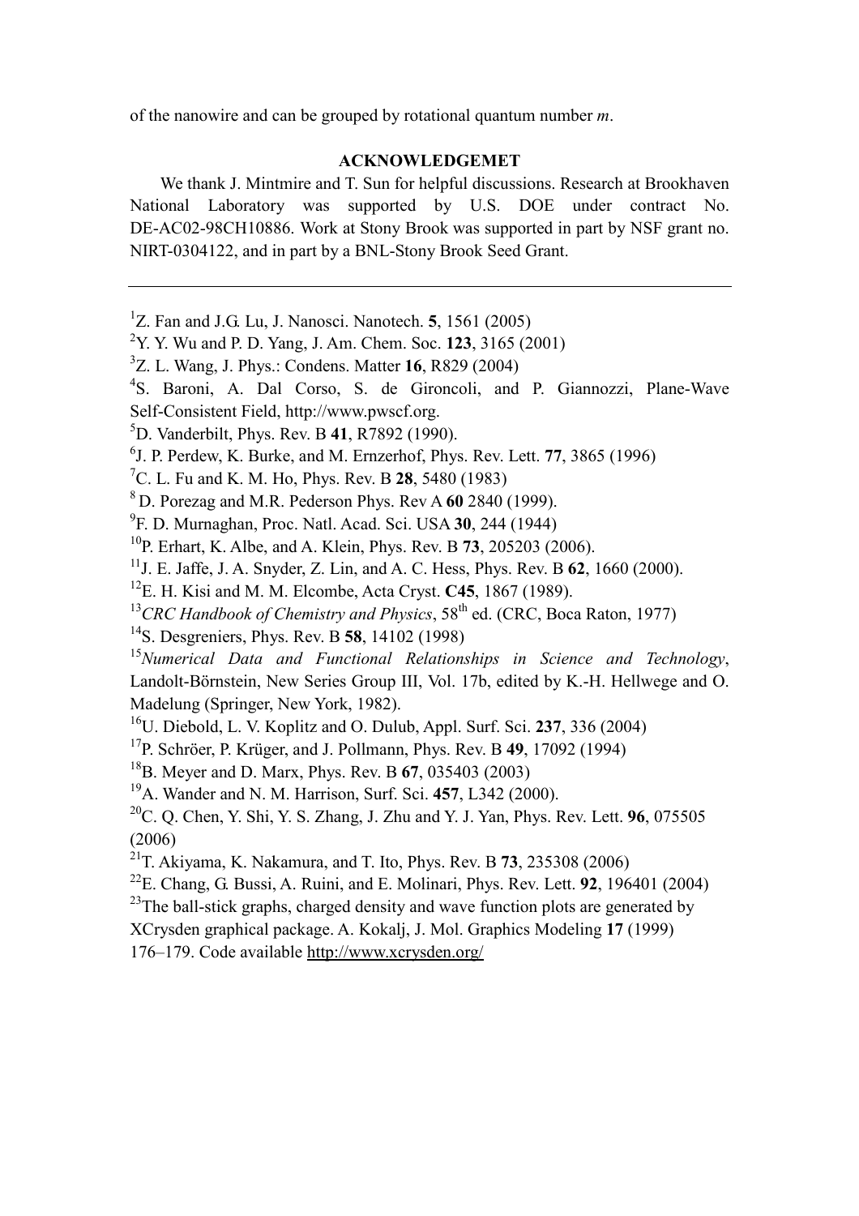of the nanowire and can be grouped by rotational quantum number *m*.

## ACKNOWLEDGEMET

We thank J. Mintmire and T. Sun for helpful discussions. Research at Brookhaven National Laboratory was supported by U.S. DOE under contract No. DE-AC02-98CH10886. Work at Stony Brook was supported in part by NSF grant no. NIRT-0304122, and in part by a BNL-Stony Brook Seed Grant.

---

[1] Z. Fan and J.G. Lu, J. Nanosci. Nanotech. **5**, 1561 (2005)

[2] Y. Y. Wu and P. D. Yang, J. Am. Chem. Soc. **123**, 3165 (2001)

[3] Z. L. Wang, J. Phys.: Condens. Matter **16**, R829 (2004)

[4] S. Baroni, A. Dal Corso, S. de Gironcoli, and P. Giannozzi, Plane-Wave Self-Consistent Field, http://www.pwscf.org.

[5] D. Vanderbilt, Phys. Rev. B **41**, R7892 (1990).

[6] J. P. Perdew, K. Burke, and M. Ernzerhof, Phys. Rev. Lett. **77**, 3865 (1996)

[7] C. L. Fu and K. M. Ho, Phys. Rev. B **28**, 5480 (1983)

[8] D. Porezag and M.R. Pederson Phys. Rev A **60** 2840 (1999).

[9] F. D. Murnaghan, Proc. Natl. Acad. Sci. USA **30**, 244 (1944)

[10] P. Erhart, K. Albe, and A. Klein, Phys. Rev. B **73**, 205203 (2006).

[11] J. E. Jaffe, J. A. Snyder, Z. Lin, and A. C. Hess, Phys. Rev. B **62**, 1660 (2000).

[12] E. H. Kisi and M. M. Elcombe, Acta Cryst. **C45**, 1867 (1989).

[13] *CRC Handbook of Chemistry and Physics*, 58th ed. (CRC, Boca Raton, 1977)

[14] S. Desgreniers, Phys. Rev. B **58**, 14102 (1998)

[15] *Numerical Data and Functional Relationships in Science and Technology*, Landolt-Börnstein, New Series Group III, Vol. 17b, edited by K.-H. Hellwege and O. Madelung (Springer, New York, 1982).

[16] U. Diebold, L. V. Koplitz and O. Dulub, Appl. Surf. Sci. **237**, 336 (2004)

[17] P. Schröer, P. Krüger, and J. Pollmann, Phys. Rev. B **49**, 17092 (1994)

[18] B. Meyer and D. Marx, Phys. Rev. B **67**, 035403 (2003)

[19] A. Wander and N. M. Harrison, Surf. Sci. **457**, L342 (2000).

[20] C. Q. Chen, Y. Shi, Y. S. Zhang, J. Zhu and Y. J. Yan, Phys. Rev. Lett. **96**, 075505 (2006)

[21] T. Akiyama, K. Nakamura, and T. Ito, Phys. Rev. B **73**, 235308 (2006)

[22] E. Chang, G. Bussi, A. Ruini, and E. Molinari, Phys. Rev. Lett. **92**, 196401 (2004)

[23] The ball-stick graphs, charged density and wave function plots are generated by XCrysden graphical package. A. Kokalj, J. Mol. Graphics Modeling **17** (1999) 176–179. Code available http://www.xcrysden.org/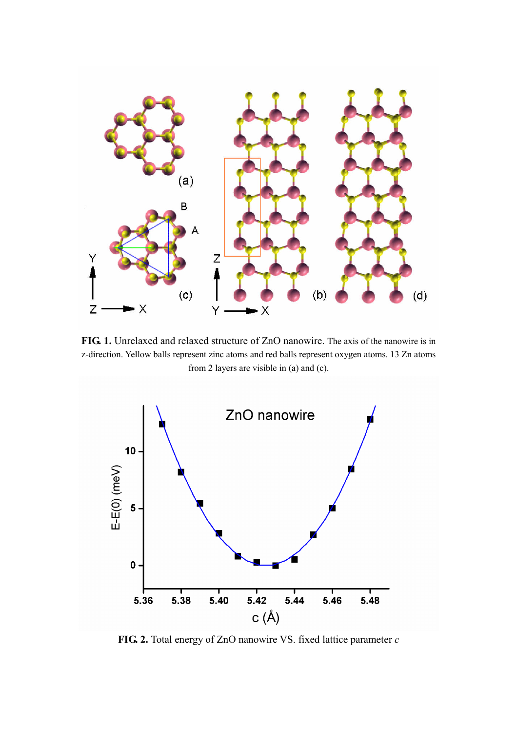**FIG. 1.** Unrelaxed and relaxed structure of ZnO nanowire. The axis of the nanowire is in z-direction. Yellow balls represent zinc atoms and red balls represent oxygen atoms. 13 Zn atoms from 2 layers are visible in (a) and (c).

**FIG. 2.** Total energy of ZnO nanowire VS. fixed lattice parameter $c$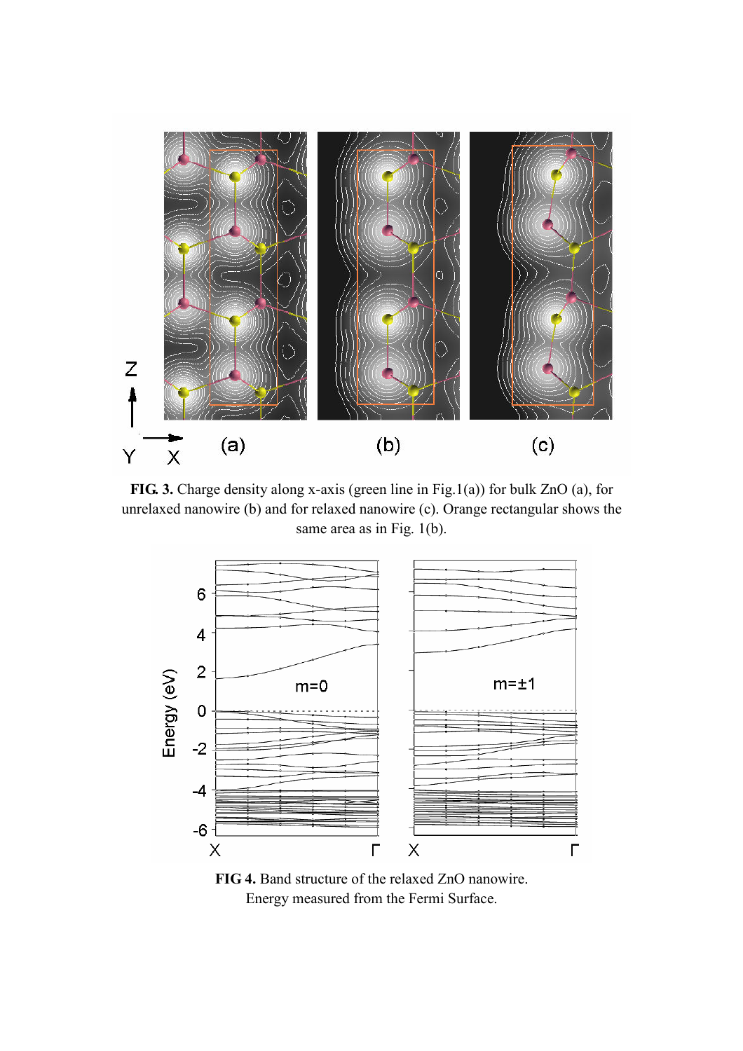**FIG. 3.** Charge density along x-axis (green line in Fig.1(a)) for bulk ZnO (a), for unrelaxed nanowire (b) and for relaxed nanowire (c). Orange rectangular shows the same area as in Fig. 1(b).

**FIG 4.** Band structure of the relaxed ZnO nanowire. Energy measured from the Fermi Surface.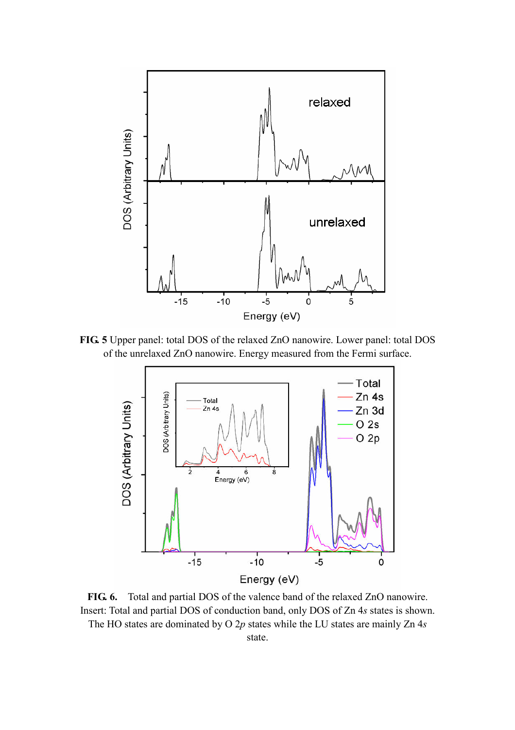**FIG. 5** Upper panel: total DOS of the relaxed ZnO nanowire. Lower panel: total DOS of the unrelaxed ZnO nanowire. Energy measured from the Fermi surface.

**FIG. 6.** Total and partial DOS of the valence band of the relaxed ZnO nanowire. Insert: Total and partial DOS of conduction band, only DOS of Zn 4*s* states is shown. The HO states are dominated by O 2*p* states while the LU states are mainly Zn 4*s* state.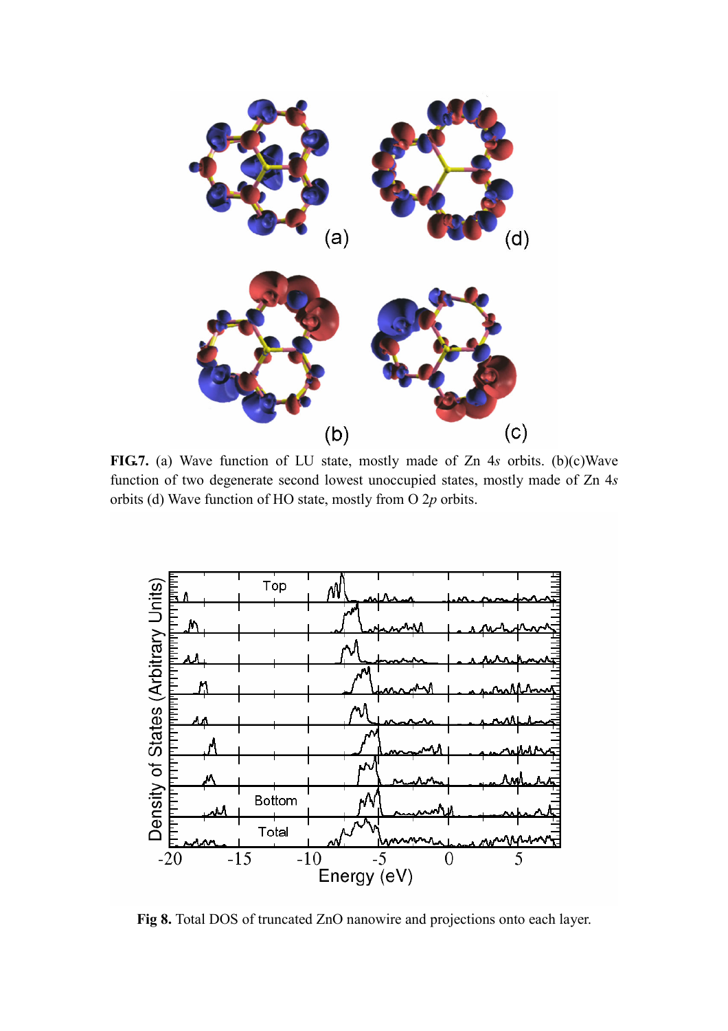**FIG.7.** (a) Wave function of LU state, mostly made of Zn 4*s* orbits. (b)(c)Wave function of two degenerate second lowest unoccupied states, mostly made of Zn 4*s* orbits (d) Wave function of HO state, mostly from O 2*p* orbits.

**Fig 8.** Total DOS of truncated ZnO nanowire and projections onto each layer.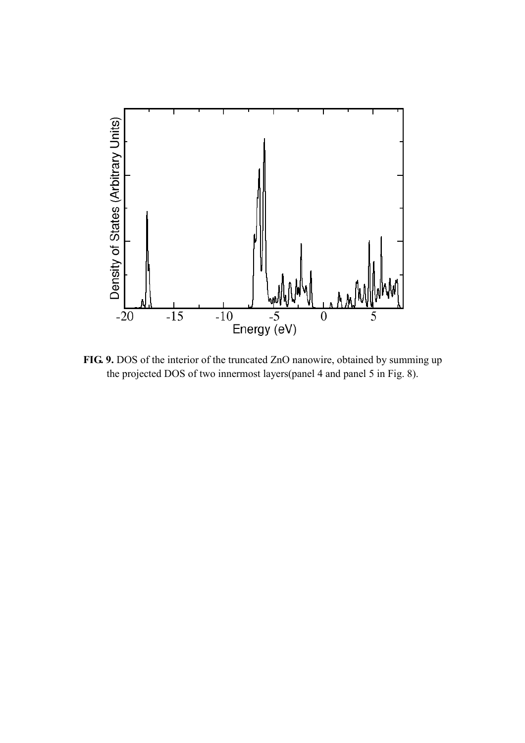Density of States (Arbitrary Units)

-20
-15
-10
-5
0
5

Energy (eV)

**FIG. 9.** DOS of the interior of the truncated ZnO nanowire, obtained by summing up the projected DOS of two innermost layers(panel 4 and panel 5 in Fig. 8).